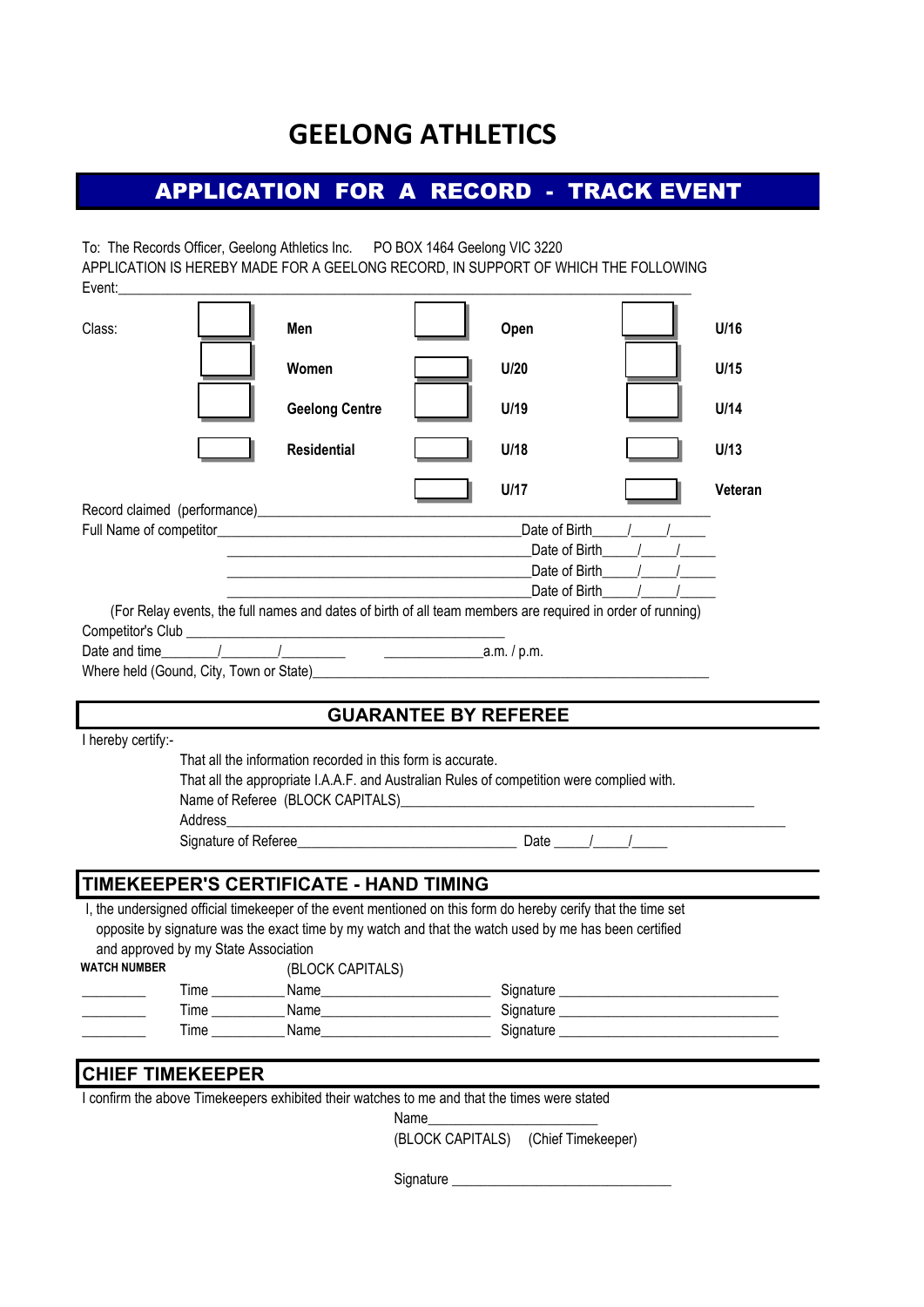# GEELONG ATHLETICS

## APPLICATION FOR A RECORD - TRACK EVENT

To: The Records Officer, Geelong Athletics Inc. PO BOX 1464 Geelong VIC 3220

APPLICATION IS HEREBY MADE FOR A GEELONG RECORD, IN SUPPORT OF WHICH THE FOLLOWING

Event:___________________________________________________________________________

| Class: | | | | | | |
|---|---|---|---|---|---|---|
| | ☐ | **Men** | ☐ | **Open** | ☐ | **U/16** |
| | ☐ | **Women** | ☐ | **U/20** | ☐ | **U/15** |
| | ☐ | **Geelong Centre** | ☐ | **U/19** | ☐ | **U/14** |
| | ☐ | **Residential** | ☐ | **U/18** | ☐ | **U/13** |
| | | | ☐ | **U/17** | ☐ | **Veteran** |

Record claimed (performance)_______________________________________________________________

Full Name of competitor_______________________________________Date of Birth____/____/_____

_______________________________________Date of Birth____/____/_____

_______________________________________Date of Birth____/____/_____

_______________________________________Date of Birth____/____/_____

(For Relay events, the full names and dates of birth of all team members are required in order of running)

Competitor's Club _________________________________________

Date and time_______/_______/_________ _____________a.m. / p.m.

Where held (Gound, City, Town or State)_____________________________________________________

## GUARANTEE BY REFEREE

I hereby certify:-

That all the information recorded in this form is accurate.

That all the appropriate I.A.A.F. and Australian Rules of competition were complied with.

Name of Referee (BLOCK CAPITALS)_______________________________________________

Address_______________________________________________________________________

Signature of Referee_____________________________ Date _____/_____/_____

## TIMEKEEPER'S CERTIFICATE - HAND TIMING

I, the undersigned official timekeeper of the event mentioned on this form do hereby cerify that the time set opposite by signature was the exact time by my watch and that the watch used by me has been certified and approved by my State Association

**WATCH NUMBER** (BLOCK CAPITALS)

_________ Time __________Name______________________ Signature _____________________________

_________ Time __________Name______________________ Signature _____________________________

_________ Time __________Name______________________ Signature _____________________________

## CHIEF TIMEKEEPER

I confirm the above Timekeepers exhibited their watches to me and that the times were stated

Name______________________

(BLOCK CAPITALS) (Chief Timekeeper)

Signature _____________________________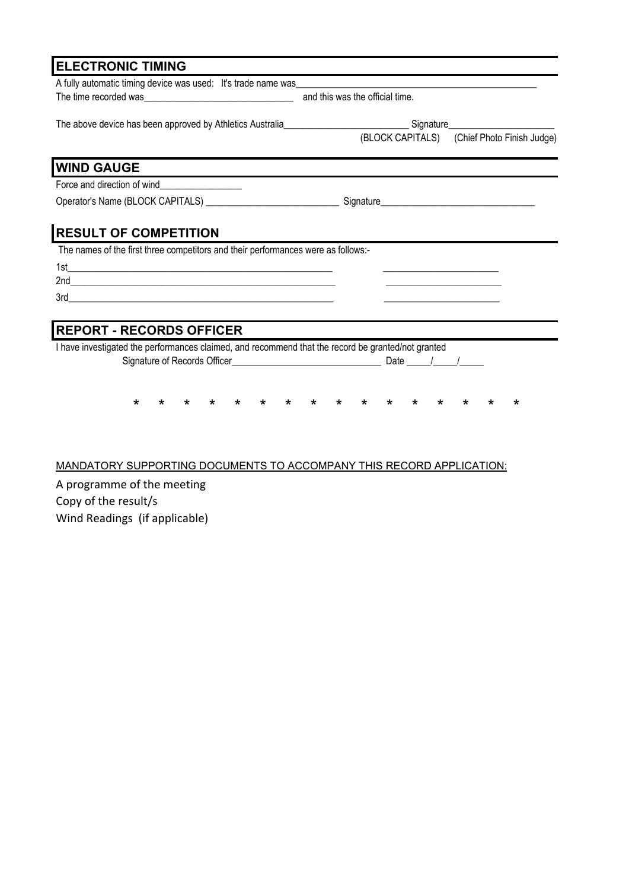## ELECTRONIC TIMING

A fully automatic timing device was used: It's trade name was_______________________________________________

The time recorded was______________________________ and this was the official time.

The above device has been approved by Athletics Australia_________________________ Signature_____________________

(BLOCK CAPITALS) (Chief Photo Finish Judge)

## WIND GAUGE

Force and direction of wind_________________

Operator's Name (BLOCK CAPITALS) ___________________________ Signature_______________________________

## RESULT OF COMPETITION

The names of the first three competitors and their performances were as follows:-

1st_______________________________________________________ _______________________

2nd_______________________________________________________ _______________________

3rd_______________________________________________________ _______________________

## REPORT - RECORDS OFFICER

I have investigated the performances claimed, and recommend that the record be granted/not granted

Signature of Records Officer______________________________ Date _____/_____/_____

\* \* \* \* \* \* \* \* \* \* \* \* \* \* \* \*

MANDATORY SUPPORTING DOCUMENTS TO ACCOMPANY THIS RECORD APPLICATION:

A programme of the meeting

Copy of the result/s

Wind Readings (if applicable)